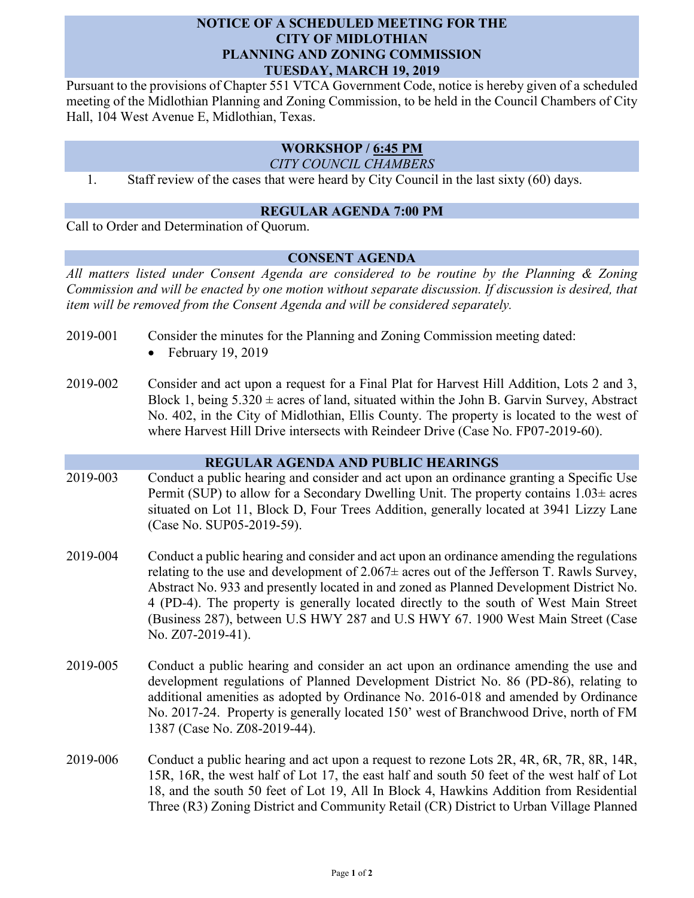# NOTICE OF A SCHEDULED MEETING FOR THE CITY OF MIDLOTHIAN PLANNING AND ZONING COMMISSION TUESDAY, MARCH 19, 2019

Pursuant to the provisions of Chapter 551 VTCA Government Code, notice is hereby given of a scheduled meeting of the Midlothian Planning and Zoning Commission, to be held in the Council Chambers of City Hall, 104 West Avenue E, Midlothian, Texas.

## WORKSHOP / 6:45 PM

*CITY COUNCIL CHAMBERS*

1. Staff review of the cases that were heard by City Council in the last sixty (60) days.

## REGULAR AGENDA 7:00 PM

Call to Order and Determination of Quorum.

## CONSENT AGENDA

*All matters listed under Consent Agenda are considered to be routine by the Planning & Zoning Commission and will be enacted by one motion without separate discussion. If discussion is desired, that item will be removed from the Consent Agenda and will be considered separately.*

2019-001 Consider the minutes for the Planning and Zoning Commission meeting dated:

- February 19, 2019

2019-002 Consider and act upon a request for a Final Plat for Harvest Hill Addition, Lots 2 and 3, Block 1, being 5.320 ± acres of land, situated within the John B. Garvin Survey, Abstract No. 402, in the City of Midlothian, Ellis County. The property is located to the west of where Harvest Hill Drive intersects with Reindeer Drive (Case No. FP07-2019-60).

## REGULAR AGENDA AND PUBLIC HEARINGS

2019-003 Conduct a public hearing and consider and act upon an ordinance granting a Specific Use Permit (SUP) to allow for a Secondary Dwelling Unit. The property contains 1.03± acres situated on Lot 11, Block D, Four Trees Addition, generally located at 3941 Lizzy Lane (Case No. SUP05-2019-59).

2019-004 Conduct a public hearing and consider and act upon an ordinance amending the regulations relating to the use and development of 2.067± acres out of the Jefferson T. Rawls Survey, Abstract No. 933 and presently located in and zoned as Planned Development District No. 4 (PD-4). The property is generally located directly to the south of West Main Street (Business 287), between U.S HWY 287 and U.S HWY 67. 1900 West Main Street (Case No. Z07-2019-41).

2019-005 Conduct a public hearing and consider an act upon an ordinance amending the use and development regulations of Planned Development District No. 86 (PD-86), relating to additional amenities as adopted by Ordinance No. 2016-018 and amended by Ordinance No. 2017-24. Property is generally located 150' west of Branchwood Drive, north of FM 1387 (Case No. Z08-2019-44).

2019-006 Conduct a public hearing and act upon a request to rezone Lots 2R, 4R, 6R, 7R, 8R, 14R, 15R, 16R, the west half of Lot 17, the east half and south 50 feet of the west half of Lot 18, and the south 50 feet of Lot 19, All In Block 4, Hawkins Addition from Residential Three (R3) Zoning District and Community Retail (CR) District to Urban Village Planned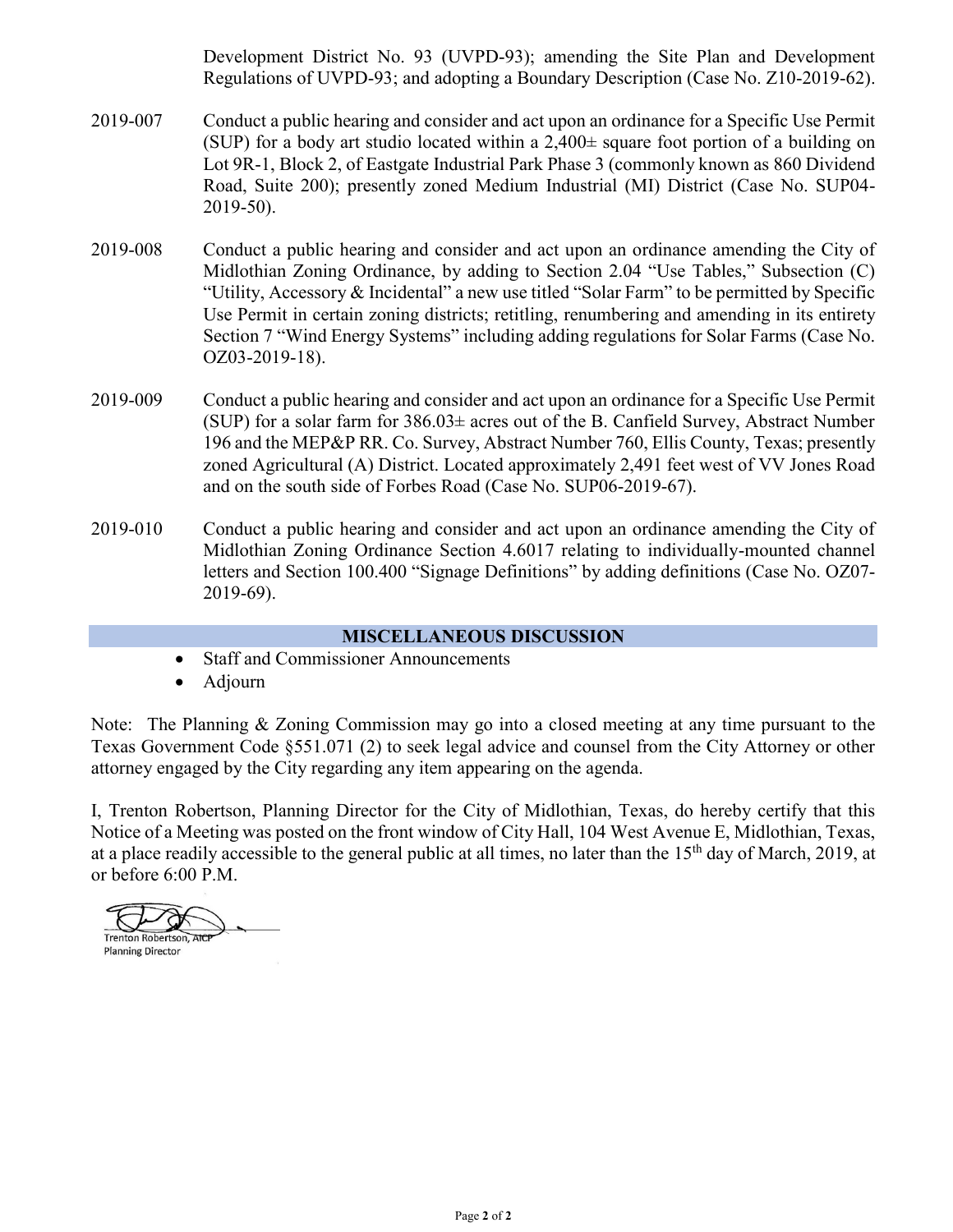Development District No. 93 (UVPD-93); amending the Site Plan and Development Regulations of UVPD-93; and adopting a Boundary Description (Case No. Z10-2019-62).

2019-007 Conduct a public hearing and consider and act upon an ordinance for a Specific Use Permit (SUP) for a body art studio located within a 2,400± square foot portion of a building on Lot 9R-1, Block 2, of Eastgate Industrial Park Phase 3 (commonly known as 860 Dividend Road, Suite 200); presently zoned Medium Industrial (MI) District (Case No. SUP04-2019-50).

2019-008 Conduct a public hearing and consider and act upon an ordinance amending the City of Midlothian Zoning Ordinance, by adding to Section 2.04 "Use Tables," Subsection (C) "Utility, Accessory & Incidental" a new use titled "Solar Farm" to be permitted by Specific Use Permit in certain zoning districts; retitling, renumbering and amending in its entirety Section 7 "Wind Energy Systems" including adding regulations for Solar Farms (Case No. OZ03-2019-18).

2019-009 Conduct a public hearing and consider and act upon an ordinance for a Specific Use Permit (SUP) for a solar farm for 386.03± acres out of the B. Canfield Survey, Abstract Number 196 and the MEP&P RR. Co. Survey, Abstract Number 760, Ellis County, Texas; presently zoned Agricultural (A) District. Located approximately 2,491 feet west of VV Jones Road and on the south side of Forbes Road (Case No. SUP06-2019-67).

2019-010 Conduct a public hearing and consider and act upon an ordinance amending the City of Midlothian Zoning Ordinance Section 4.6017 relating to individually-mounted channel letters and Section 100.400 "Signage Definitions" by adding definitions (Case No. OZ07-2019-69).

## MISCELLANEOUS DISCUSSION

- Staff and Commissioner Announcements
- Adjourn

Note: The Planning & Zoning Commission may go into a closed meeting at any time pursuant to the Texas Government Code §551.071 (2) to seek legal advice and counsel from the City Attorney or other attorney engaged by the City regarding any item appearing on the agenda.

I, Trenton Robertson, Planning Director for the City of Midlothian, Texas, do hereby certify that this Notice of a Meeting was posted on the front window of City Hall, 104 West Avenue E, Midlothian, Texas, at a place readily accessible to the general public at all times, no later than the 15th day of March, 2019, at or before 6:00 P.M.

Trenton Robertson, AICP
Planning Director